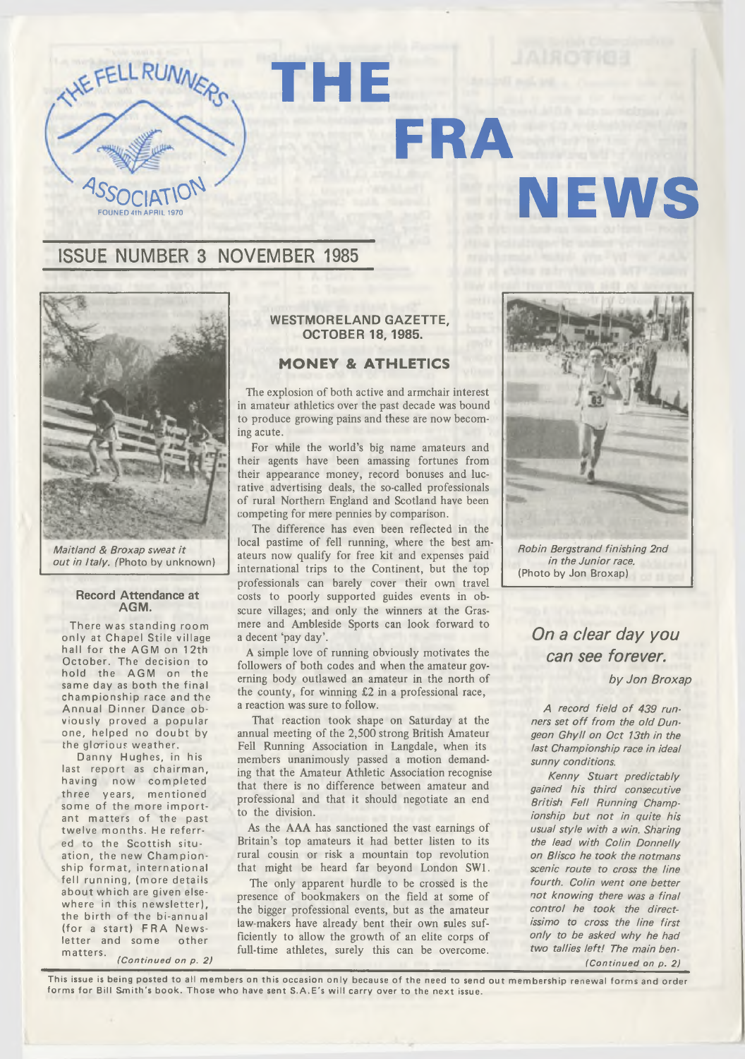# THE FRA NEWS

THE FELL RUNNERS ASSOCIATION
FOUNDED 4th APRIL 1970

## ISSUE NUMBER 3 NOVEMBER 1985

*Maitland & Broxap sweat it out in Italy.* (Photo by unknown)

### Record Attendance at AGM.

There was standing room only at Chapel Stile village hall for the AGM on 12th October. The decision to hold the AGM on the same day as both the final championship race and the Annual Dinner Dance obviously proved a popular one, helped no doubt by the glorious weather.

Danny Hughes, in his last report as chairman, having now completed three years, mentioned some of the more important matters of the past twelve months. He referred to the Scottish situation, the new Championship format, international fell running, (more details about which are given elsewhere in this newsletter), the birth of the bi-annual (for a start) FRA Newsletter and some other matters.

*(Continued on p. 2)*

### WESTMORELAND GAZETTE, OCTOBER 18, 1985.

### MONEY & ATHLETICS

The explosion of both active and armchair interest in amateur athletics over the past decade was bound to produce growing pains and these are now becoming acute.

For while the world's big name amateurs and their agents have been amassing fortunes from their appearance money, record bonuses and lucrative advertising deals, the so-called professionals of rural Northern England and Scotland have been competing for mere pennies by comparison.

The difference has even been reflected in the local pastime of fell running, where the best amateurs now qualify for free kit and expenses paid international trips to the Continent, but the top professionals can barely cover their own travel costs to poorly supported guides events in obscure villages; and only the winners at the Grasmere and Ambleside Sports can look forward to a decent 'pay day'.

A simple love of running obviously motivates the followers of both codes and when the amateur governing body outlawed an amateur in the north of the county, for winning £2 in a professional race, a reaction was sure to follow.

That reaction took shape on Saturday at the annual meeting of the 2,500 strong British Amateur Fell Running Association in Langdale, when its members unanimously passed a motion demanding that the Amateur Athletic Association recognise that there is no difference between amateur and professional and that it should negotiate an end to the division.

As the AAA has sanctioned the vast earnings of Britain's top amateurs it had better listen to its rural cousin or risk a mountain top revolution that might be heard far beyond London SW1.

The only apparent hurdle to be crossed is the presence of bookmakers on the field at some of the bigger professional events, but as the amateur law-makers have already bent their own rules sufficiently to allow the growth of an elite corps of full-time athletes, surely this can be overcome.

*Robin Bergstrand finishing 2nd in the Junior race.* (Photo by Jon Broxap)

### *On a clear day you can see forever.*

*by Jon Broxap*

*A record field of 439 runners set off from the old Dungeon Ghyll on Oct 13th in the last Championship race in ideal sunny conditions.*

*Kenny Stuart predictably gained his third consecutive British Fell Running Championship but not in quite his usual style with a win. Sharing the lead with Colin Donnelly on Blisco he took the notmans scenic route to cross the line fourth. Colin went one better not knowing there was a final control he took the directissimo to cross the line first only to be asked why he had two tallies left! The main ben-*

*(Continued on p. 2)*

**This issue is being posted to all members on this occasion only because of the need to send out membership renewal forms and order forms for Bill Smith's book. Those who have sent S.A.E's will carry over to the next issue.**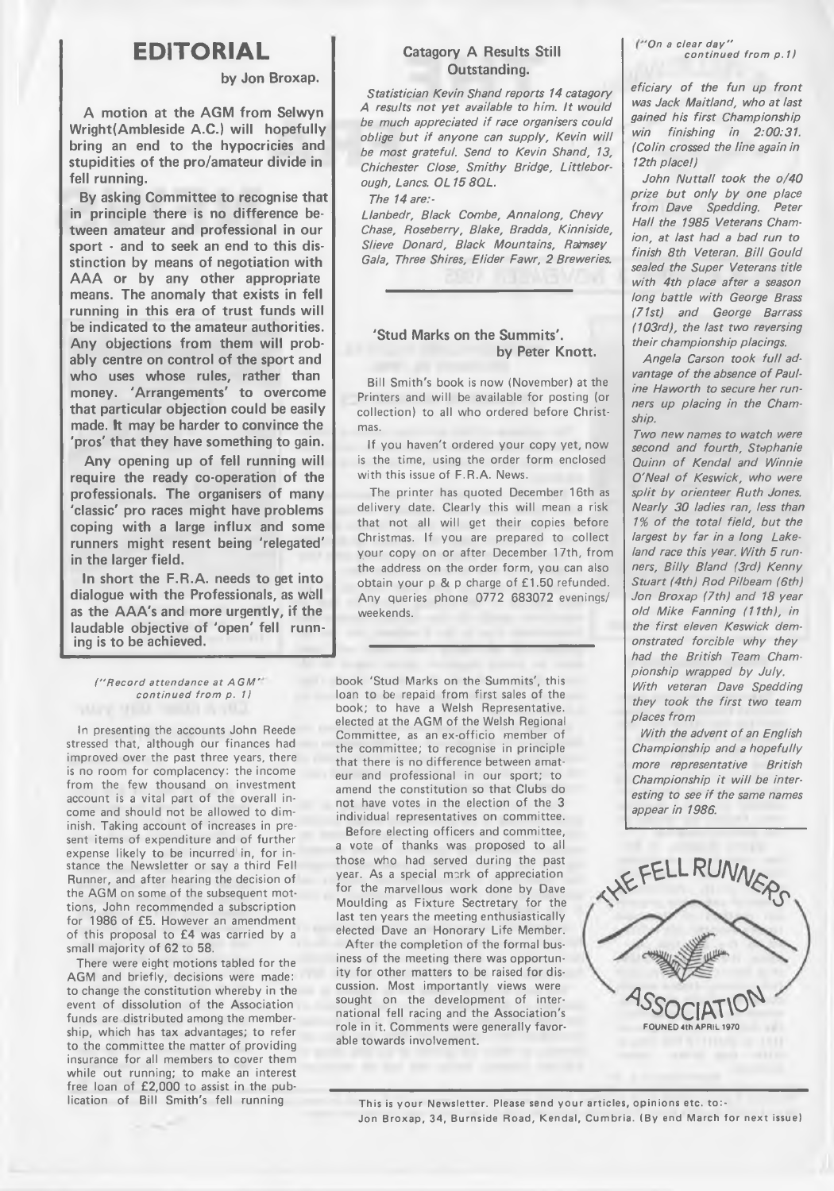# EDITORIAL

**by Jon Broxap.**

**A motion at the AGM from Selwyn Wright(Ambleside A.C.) will hopefully bring an end to the hypocricies and stupidities of the pro/amateur divide in fell running.**

**By asking Committee to recognise that in principle there is no difference between amateur and professional in our sport - and to seek an end to this distinction by means of negotiation with AAA or by any other appropriate means. The anomaly that exists in fell running in this era of trust funds will be indicated to the amateur authorities. Any objections from them will probably centre on control of the sport and who uses whose rules, rather than money. 'Arrangements' to overcome that particular objection could be easily made. It may be harder to convince the 'pros' that they have something to gain.**

**Any opening up of fell running will require the ready co-operation of the professionals. The organisers of many 'classic' pro races might have problems coping with a large influx and some runners might resent being 'relegated' in the larger field.**

**In short the F.R.A. needs to get into dialogue with the Professionals, as well as the AAA's and more urgently, if the laudable objective of 'open' fell running is to be achieved.**

*("Record attendance at AGM" continued from p. 1)*

In presenting the accounts John Reede stressed that, although our finances had improved over the past three years, there is no room for complacency: the income from the few thousand on investment account is a vital part of the overall income and should not be allowed to diminish. Taking account of increases in present items of expenditure and of further expense likely to be incurred in, for instance the Newsletter or say a third Fell Runner, and after hearing the decision of the AGM on some of the subsequent motions, John recommended a subscription for 1986 of £5. However an amendment of this proposal to £4 was carried by a small majority of 62 to 58.

There were eight motions tabled for the AGM and briefly, decisions were made: to change the constitution whereby in the event of dissolution of the Association funds are distributed among the membership, which has tax advantages; to refer to the committee the matter of providing insurance for all members to cover them while out running; to make an interest free loan of £2,000 to assist in the publication of Bill Smith's fell running book 'Stud Marks on the Summits', this loan to be repaid from first sales of the book; to have a Welsh Representative, elected at the AGM of the Welsh Regional Committee, as an ex-officio member of the committee; to recognise in principle that there is no difference between amateur and professional in our sport; to amend the constitution so that Clubs do not have votes in the election of the 3 individual representatives on committee.

Before electing officers and committee, a vote of thanks was proposed to all those who had served during the past year. As a special mark of appreciation for the marvellous work done by Dave Moulding as Fixture Secretary for the last ten years the meeting enthusiastically elected Dave an Honorary Life Member.

After the completion of the formal business of the meeting there was opportunity for other matters to be raised for discussion. Most importantly views were sought on the development of international fell racing and the Association's role in it. Comments were generally favorable towards involvement.

## Catagory A Results Still Outstanding.

*Statistician Kevin Shand reports 14 catagory A results not yet available to him. It would be much appreciated if race organisers could oblige but if anyone can supply, Kevin will be most grateful. Send to Kevin Shand, 13, Chichester Close, Smithy Bridge, Littleborough, Lancs. OL15 8QL.*

*The 14 are:-*

*Llanbedr, Black Combe, Annalong, Chevy Chase, Roseberry, Blake, Bradda, Kinniside, Slieve Donard, Black Mountains, Ramsey Gala, Three Shires, Elider Fawr, 2 Breweries.*

## 'Stud Marks on the Summits'.

**by Peter Knott.**

Bill Smith's book is now (November) at the Printers and will be available for posting (or collection) to all who ordered before Christmas.

If you haven't ordered your copy yet, now is the time, using the order form enclosed with this issue of F.R.A. News.

The printer has quoted December 16th as delivery date. Clearly this will mean a risk that not all will get their copies before Christmas. If you are prepared to collect your copy on or after December 17th, from the address on the order form, you can also obtain your p & p charge of £1.50 refunded. Any queries phone 0772 683072 evenings/ weekends.

*("On a clear day" continued from p.1)*

*eficiary of the fun up front was Jack Maitland, who at last gained his first Championship win finishing in 2:00:31. (Colin crossed the line again in 12th place!)*

*John Nuttall took the o/40 prize but only by one place from Dave Spedding. Peter Hall the 1985 Veterans Champion, at last had a bad run to finish 8th Veteran. Bill Gould sealed the Super Veterans title with 4th place after a season long battle with George Brass (71st) and George Barrass (103rd), the last two reversing their championship placings.*

*Angela Carson took full advantage of the absence of Pauline Haworth to secure her runners up placing in the Champship.*

*Two new names to watch were second and fourth, Stephanie Quinn of Kendal and Winnie O'Neal of Keswick, who were split by orienteer Ruth Jones. Nearly 30 ladies ran, less than 1% of the total field, but the largest by far in a long Lakeland race this year. With 5 runners, Billy Bland (3rd) Kenny Stuart (4th) Rod Pilbeam (6th) Jon Broxap (7th) and 18 year old Mike Fanning (11th), in the first eleven Keswick demonstrated forcible why they had the British Team Championship wrapped by July. With veteran Dave Spedding they took the first two team places from*

*With the advent of an English Championship and a hopefully more representative British Championship it will be interesting to see if the same names appear in 1986.*

THE FELL RUNNERS ASSOCIATION
FOUNED 4th APRIL 1970

This is your Newsletter. Please send your articles, opinions etc. to:-
Jon Broxap, 34, Burnside Road, Kendal, Cumbria. (By end March for next issue)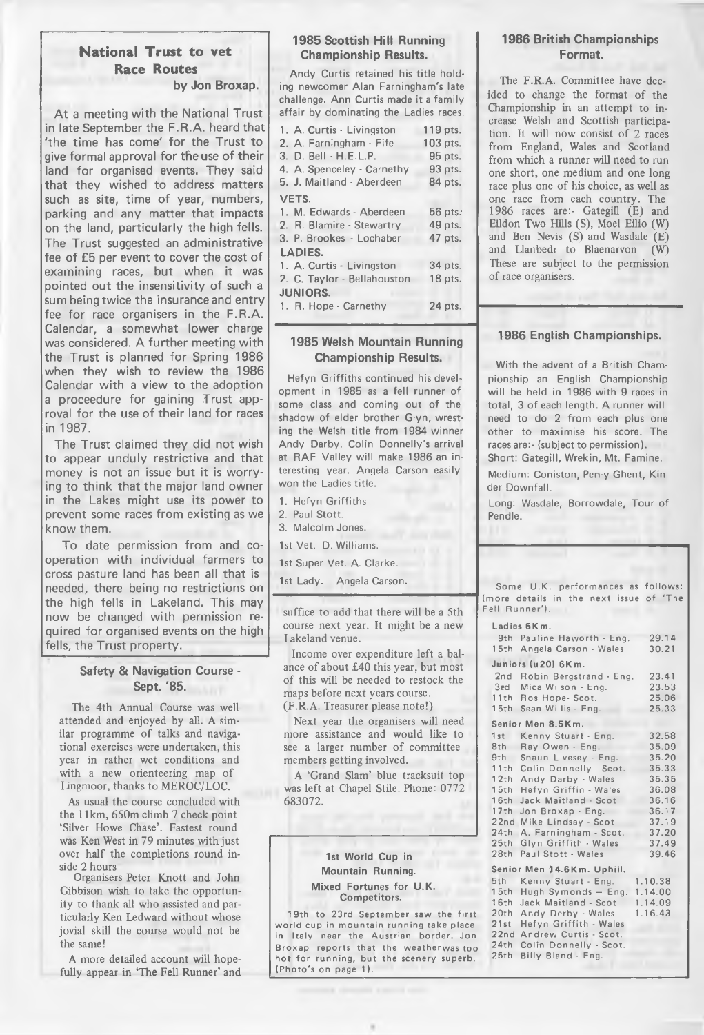## National Trust to vet Race Routes

**by Jon Broxap.**

At a meeting with the National Trust in late September the F.R.A. heard that 'the time has come' for the Trust to give formal approval for the use of their land for organised events. They said that they wished to address matters such as site, time of year, numbers, parking and any matter that impacts on the land, particularly the high fells. The Trust suggested an administrative fee of £5 per event to cover the cost of examining races, but when it was pointed out the insensitivity of such a sum being twice the insurance and entry fee for race organisers in the F.R.A. Calendar, a somewhat lower charge was considered. A further meeting with the Trust is planned for Spring 1986 when they wish to review the 1986 Calendar with a view to the adoption a proceedure for gaining Trust approval for the use of their land for races in 1987.

The Trust claimed they did not wish to appear unduly restrictive and that money is not an issue but it is worrying to think that the major land owner in the Lakes might use its power to prevent some races from existing as we know them.

To date permission from and co-operation with individual farmers to cross pasture land has been all that is needed, there being no restrictions on the high fells in Lakeland. This may now be changed with permission required for organised events on the high fells, the Trust property.

## Safety & Navigation Course - Sept. '85.

The 4th Annual Course was well attended and enjoyed by all. A similar programme of talks and navigational exercises were undertaken, this year in rather wet conditions and with a new orienteering map of Lingmoor, thanks to MEROC/LOC.

As usual the course concluded with the 11km, 650m climb 7 check point 'Silver Howe Chase'. Fastest round was Ken West in 79 minutes with just over half the completions round inside 2 hours

Organisers Peter Knott and John Gibbison wish to take the opportunity to thank all who assisted and particularly Ken Ledward without whose jovial skill the course would not be the same!

A more detailed account will hopefully appear in 'The Fell Runner' and suffice to add that there will be a 5th course next year. It might be a new Lakeland venue.

Income over expenditure left a balance of about £40 this year, but most of this will be needed to restock the maps before next years course. (F.R.A. Treasurer please note!)

Next year the organisers will need more assistance and would like to see a larger number of committee members getting involved.

A 'Grand Slam' blue tracksuit top was left at Chapel Stile. Phone: 0772 683072.

## 1985 Scottish Hill Running Championship Results.

Andy Curtis retained his title holding newcomer Alan Farningham's late challenge. Ann Curtis made it a family affair by dominating the Ladies races.

1. A. Curtis - Livingston 119 pts.
2. A. Farningham - Fife 103 pts.
3. D. Bell - H.E.L.P. 95 pts.
4. A. Spenceley - Carnethy 93 pts.
5. J. Maitland - Aberdeen 84 pts.

**VETS.**

1. M. Edwards - Aberdeen 56 pts.
2. R. Blamire - Stewartry 49 pts.
3. P. Brookes - Lochaber 47 pts.

**LADIES.**

1. A. Curtis - Livingston 34 pts.
2. C. Taylor - Bellahouston 18 pts.

**JUNIORS.**

1. R. Hope - Carnethy 24 pts.

## 1985 Welsh Mountain Running Championship Results.

Hefyn Griffiths continued his development in 1985 as a fell runner of some class and coming out of the shadow of elder brother Glyn, wresting the Welsh title from 1984 winner Andy Darby. Colin Donnelly's arrival at RAF Valley will make 1986 an interesting year. Angela Carson easily won the Ladies title.

1. Hefyn Griffiths
2. Paul Stott.
3. Malcolm Jones.

1st Vet. D. Williams.

1st Super Vet. A. Clarke.

1st Lady. Angela Carson.

## 1st World Cup in Mountain Running.

### Mixed Fortunes for U.K. Competitors.

19th to 23rd September saw the first world cup in mountain running take place in Italy near the Austrian border. Jon Broxap reports that the weather was too hot for running, but the scenery superb. (Photo's on page 1).

Some U.K. performances as follows: (more details in the next issue of 'The Fell Runner').

**Ladies 6Km.**

| | | |
|---|---|---|
| 9th | Pauline Haworth - Eng. | 29.14 |
| 15th | Angela Carson - Wales | 30.21 |

**Juniors (u20) 6Km.**

| | | |
|---|---|---|
| 2nd | Robin Bergstrand - Eng. | 23.41 |
| 3ed | Mica Wilson - Eng. | 23.53 |
| 11th | Ros Hope - Scot. | 25.06 |
| 15th | Sean Willis - Eng. | 25.33 |

**Senior Men 8.5Km.**

| | | |
|---|---|---|
| 1st | Kenny Stuart - Eng. | 32.58 |
| 8th | Ray Owen - Eng. | 35.09 |
| 9th | Shaun Livesey - Eng. | 35.20 |
| 11th | Colin Donnelly - Scot. | 35.33 |
| 12th | Andy Darby - Wales | 35.35 |
| 15th | Hefyn Griffin - Wales | 36.08 |
| 16th | Jack Maitland - Scot. | 36.16 |
| 17th | Jon Broxap - Eng. | 36.17 |
| 22nd | Mike Lindsay - Scot. | 37.19 |
| 24th | A. Farningham - Scot. | 37.20 |
| 25th | Glyn Griffith - Wales | 37.49 |
| 28th | Paul Stott - Wales | 39.46 |

**Senior Men 14.6Km. Uphill.**

| | | |
|---|---|---|
| 5th | Kenny Stuart - Eng. | 1.10.38 |
| 15th | Hugh Symonds — Eng. | 1.14.00 |
| 16th | Jack Maitland - Scot. | 1.14.09 |
| 20th | Andy Derby - Wales | 1.16.43 |
| 21st | Hefyn Griffith - Wales | |
| 22nd | Andrew Curtis - Scot. | |
| 24th | Colin Donnelly - Scot. | |
| 25th | Billy Bland - Eng. | |

## 1986 British Championships Format.

The F.R.A. Committee have decided to change the format of the Championship in an attempt to increase Welsh and Scottish participation. It will now consist of 2 races from England, Wales and Scotland from which a runner will need to run one short, one medium and one long race plus one of his choice, as well as one race from each country. The 1986 races are:- Gategill (E) and Eildon Two Hills (S), Moel Eilio (W) and Ben Nevis (S) and Wasdale (E) and Llanbedr to Blaenarvon (W) These are subject to the permission of race organisers.

## 1986 English Championships.

With the advent of a British Championship an English Championship will be held in 1986 with 9 races in total, 3 of each length. A runner will need to do 2 from each plus one other to maximise his score. The races are:- (subject to permission).

Short: Gategill, Wrekin, Mt. Famine.

Medium: Coniston, Pen-y-Ghent, Kinder Downfall.

Long: Wasdale, Borrowdale, Tour of Pendle.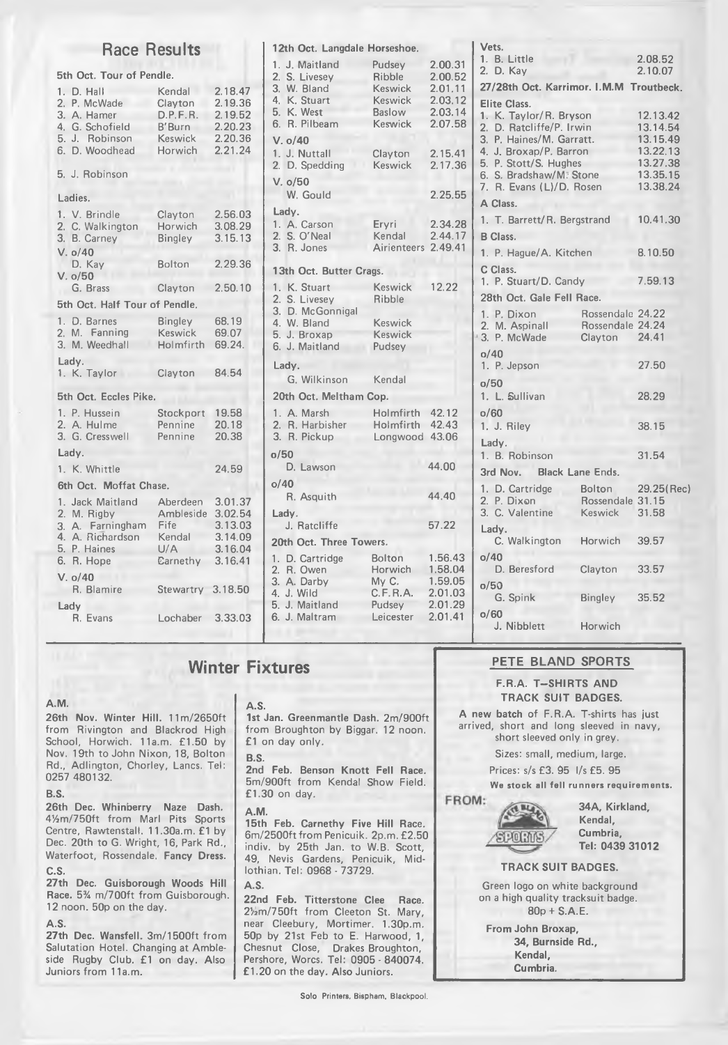## Race Results

### 5th Oct. Tour of Pendle.

| | | |
|---|---|---|
| 1. D. Hall | Kendal | 2.18.47 |
| 2. P. McWade | Clayton | 2.19.36 |
| 3. A. Hamer | D.P.F.R. | 2.19.52 |
| 4. G. Schofield | B'Burn | 2.20.23 |
| 5. J. Robinson | Keswick | 2.20.36 |
| 6. D. Woodhead | Horwich | 2.21.24 |
| 5. J. Robinson | | |

**Ladies.**

| | | |
|---|---|---|
| 1. V. Brindle | Clayton | 2.56.03 |
| 2. C. Walkington | Horwich | 3.08.29 |
| 3. B. Carney | Bingley | 3.15.13 |

**V. o/40**

| | | |
|---|---|---|
| D. Kay | Bolton | 2.29.36 |

**V. o/50**

| | | |
|---|---|---|
| G. Brass | Clayton | 2.50.10 |

### 5th Oct. Half Tour of Pendle.

| | | |
|---|---|---|
| 1. D. Barnes | Bingley | 68.19 |
| 2. M. Fanning | Keswick | 69.07 |
| 3. M. Weedhall | Holmfirth | 69.24. |

**Lady.**

| | | |
|---|---|---|
| 1. K. Taylor | Clayton | 84.54 |

### 5th Oct. Eccles Pike.

| | | |
|---|---|---|
| 1. P. Hussein | Stockport | 19.58 |
| 2. A. Hulme | Pennine | 20.18 |
| 3. G. Cresswell | Pennine | 20.38 |

**Lady.**

| | | |
|---|---|---|
| 1. K. Whittle | | 24.59 |

### 6th Oct. Moffat Chase.

| | | |
|---|---|---|
| 1. Jack Maitland | Aberdeen | 3.01.37 |
| 2. M. Rigby | Ambleside | 3.02.54 |
| 3. A. Farningham | Fife | 3.13.03 |
| 4. A. Richardson | Kendal | 3.14.09 |
| 5. P. Haines | U/A | 3.16.04 |
| 6. R. Hope | Carnethy | 3.16.41 |

**V. o/40**

| | | |
|---|---|---|
| R. Blamire | Stewartry | 3.18.50 |

**Lady**

| | | |
|---|---|---|
| R. Evans | Lochaber | 3.33.03 |

### 12th Oct. Langdale Horseshoe.

| | | |
|---|---|---|
| 1. J. Maitland | Pudsey | 2.00.31 |
| 2. S. Livesey | Ribble | 2.00.52 |
| 3. W. Bland | Keswick | 2.01.11 |
| 4. K. Stuart | Keswick | 2.03.12 |
| 5. K. West | Baslow | 2.03.14 |
| 6. R. Pilbeam | Keswick | 2.07.58 |

**V. o/40**

| | | |
|---|---|---|
| 1. J. Nuttall | Clayton | 2.15.41 |
| 2. D. Spedding | Keswick | 2.17.36 |

**V. o/50**

| | | |
|---|---|---|
| W. Gould | | 2.25.55 |

**Lady.**

| | | |
|---|---|---|
| 1. A. Carson | Eryri | 2.34.28 |
| 2. S. O'Neal | Kendal | 2.44.17 |
| 3. R. Jones | Airienteers | 2.49.41 |

### 13th Oct. Butter Crags.

| | | |
|---|---|---|
| 1. K. Stuart | Keswick | 12.22 |
| 2. S. Livesey | Ribble | |
| 3. D. McGonnigal | | |
| 4. W. Bland | Keswick | |
| 5. J. Broxap | Keswick | |
| 6. J. Maitland | Pudsey | |

**Lady.**

| | | |
|---|---|---|
| G. Wilkinson | Kendal | |

### 20th Oct. Meltham Cop.

| | | |
|---|---|---|
| 1. A. Marsh | Holmfirth | 42.12 |
| 2. R. Harbisher | Holmfirth | 42.43 |
| 3. R. Pickup | Longwood | 43.06 |

**o/50**

| | | |
|---|---|---|
| D. Lawson | | 44.00 |

**o/40**

| | | |
|---|---|---|
| R. Asquith | | 44.40 |

**Lady.**

| | | |
|---|---|---|
| J. Ratcliffe | | 57.22 |

### 20th Oct. Three Towers.

| | | |
|---|---|---|
| 1. D. Cartridge | Bolton | 1.56.43 |
| 2. R. Owen | Horwich | 1.58.04 |
| 3. A. Darby | My C. | 1.59.05 |
| 4. J. Wild | C.F.R.A. | 2.01.03 |
| 5. J. Maitland | Pudsey | 2.01.29 |
| 6. J. Maltram | Leicester | 2.01.41 |

**Vets.**

| | |
|---|---|
| 1. B. Little | 2.08.52 |
| 2. D. Kay | 2.10.07 |

### 27/28th Oct. Karrimor. I.M.M Troutbeck.

**Elite Class.**

| | |
|---|---|
| 1. K. Taylor/R. Bryson | 12.13.42 |
| 2. D. Ratcliffe/P. Irwin | 13.14.54 |
| 3. P. Haines/M. Garratt. | 13.15.49 |
| 4. J. Broxap/P. Barron | 13.22.13 |
| 5. P. Stott/S. Hughes | 13.27.38 |
| 6. S. Bradshaw/M. Stone | 13.35.15 |
| 7. R. Evans (L)/D. Rosen | 13.38.24 |

**A Class.**

| | |
|---|---|
| 1. T. Barrett/R. Bergstrand | 10.41.30 |

**B Class.**

| | |
|---|---|
| 1. P. Hague/A. Kitchen | 8.10.50 |

**C Class.**

| | |
|---|---|
| 1. P. Stuart/D. Candy | 7.59.13 |

### 28th Oct. Gale Fell Race.

| | | |
|---|---|---|
| 1. P. Dixon | Rossendale | 24.22 |
| 2. M. Aspinall | Rossendale | 24.24 |
| 3. P. McWade | Clayton | 24.41 |

**o/40**

| | | |
|---|---|---|
| 1. P. Jepson | | 27.50 |

**o/50**

| | | |
|---|---|---|
| 1. L. Sullivan | | 28.29 |

**o/60**

| | | |
|---|---|---|
| 1. J. Riley | | 38.15 |

**Lady.**

| | | |
|---|---|---|
| 1. B. Robinson | | 31.54 |

### 3rd Nov. Black Lane Ends.

| | | |
|---|---|---|
| 1. D. Cartridge | Bolton | 29.25(Rec) |
| 2. P. Dixon | Rossendale | 31.15 |
| 3. C. Valentine | Keswick | 31.58 |

**Lady.**

| | | |
|---|---|---|
| C. Walkington | Horwich | 39.57 |

**o/40**

| | | |
|---|---|---|
| D. Beresford | Clayton | 33.57 |

**o/50**

| | | |
|---|---|---|
| G. Spink | Bingley | 35.52 |

**o/60**

| | | |
|---|---|---|
| J. Nibblett | Horwich | |

## Winter Fixtures

**A.M.**

**26th Nov. Winter Hill.** 11m/2650ft from Rivington and Blackrod High School, Horwich. 11a.m. £1.50 by Nov. 19th to John Nixon, 18, Bolton Rd., Adlington, Chorley, Lancs. Tel: 0257 480132.

**B.S.**

**26th Dec. Whinberry Naze Dash.** 4½m/750ft from Marl Pits Sports Centre, Rawtenstall. 11.30a.m. £1 by Dec. 20th to G. Wright, 16, Park Rd., Waterfoot, Rossendale. **Fancy Dress.**

**C.S.**

**27th Dec. Guisborough Woods Hill Race.** 5¾ m/700ft from Guisborough. 12 noon. 50p on the day.

**A.S.**

**27th Dec. Wansfell.** 3m/1500ft from Salutation Hotel. Changing at Ambleside Rugby Club. £1 on day. Also Juniors from 11a.m.

**A.S.**

**1st Jan. Greenmantle Dash.** 2m/900ft from Broughton by Biggar. 12 noon. £1 on day only.

**B.S.**

**2nd Feb. Benson Knott Fell Race.** 5m/900ft from Kendal Show Field. £1.30 on day.

**A.M.**

**15th Feb. Carnethy Five Hill Race.** 6m/2500ft from Penicuik. 2p.m. £2.50 indiv. by 25th Jan. to W.B. Scott, 49, Nevis Gardens, Penicuik, Midlothian. Tel: 0968 - 73729.

**A.S.**

**22nd Feb. Titterstone Clee Race.** 2½m/750ft from Cleeton St. Mary, near Cleebury, Mortimer. 1.30p.m. 50p by 21st Feb to E. Harwood, 1, Chesnut Close, Drakes Broughton, Pershore, Worcs. Tel: 0905 - 840074. £1.20 on the day. Also Juniors.

## PETE BLAND SPORTS

**F.R.A. T–SHIRTS AND TRACK SUIT BADGES.**

**A new batch** of F.R.A. T-shirts has just arrived, short and long sleeved in navy, short sleeved only in grey.

Sizes: small, medium, large.

Prices: s/s £3. 95 l/s £5. 95

**We stock all fell runners requirements.**

**FROM:**

34A, Kirkland,
Kendal,
Cumbria,
Tel: 0439 31012

**TRACK SUIT BADGES.**

Green logo on white background on a high quality tracksuit badge. 80p + S.A.E.

**From John Broxap,**
**34, Burnside Rd.,**
**Kendal,**
**Cumbria.**

Solo Printers, Bispham, Blackpool.